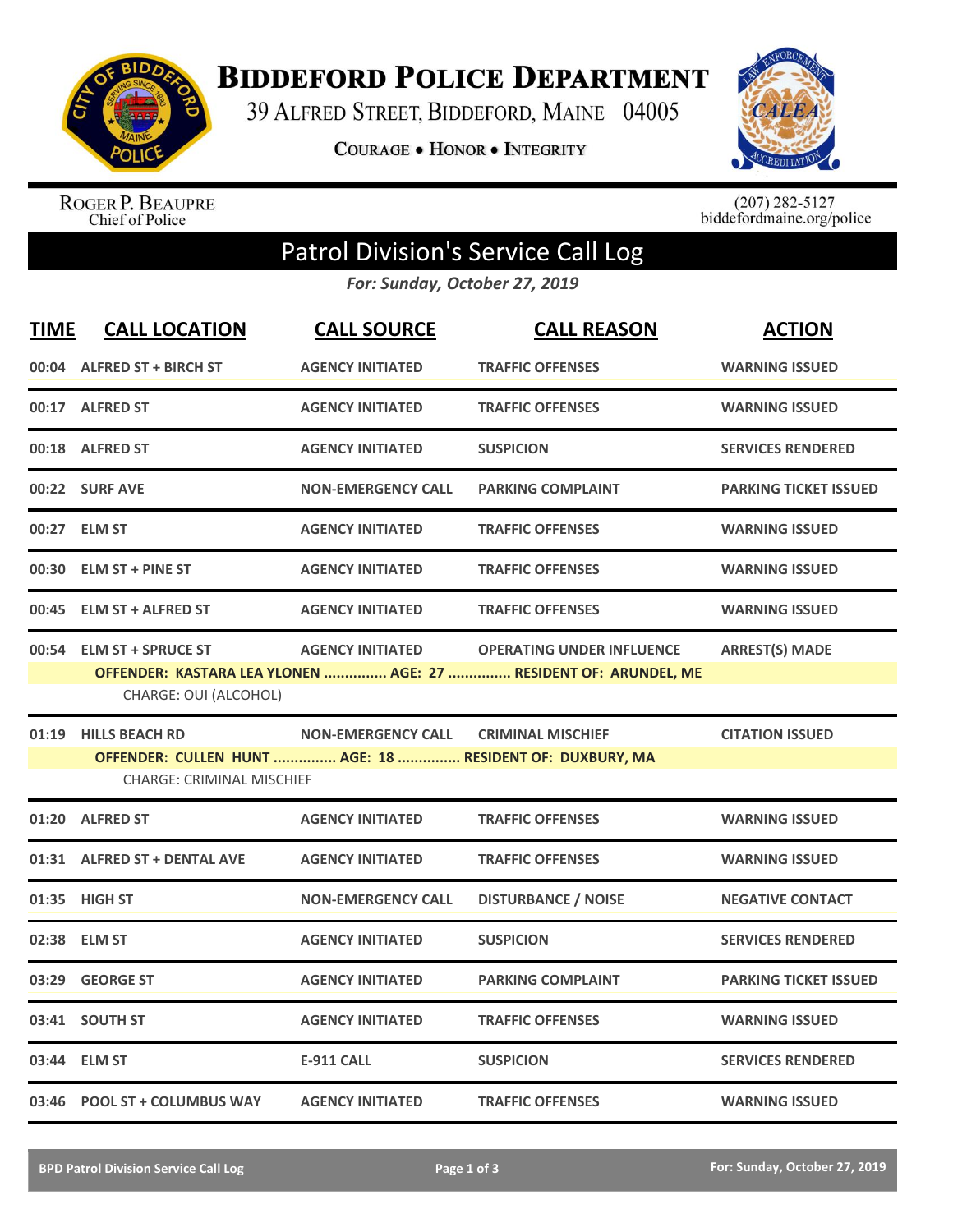# Biddeford Police Department

39 Alfred Street, Biddeford, Maine 04005

Courage • Honor • Integrity

Roger P. Beaupre
Chief of Police

(207) 282-5127
biddefordmaine.org/police

## Patrol Division's Service Call Log

*For: Sunday, October 27, 2019*

| TIME | CALL LOCATION | CALL SOURCE | CALL REASON | ACTION |
|---|---|---|---|---|
| 00:04 | ALFRED ST + BIRCH ST | AGENCY INITIATED | TRAFFIC OFFENSES | WARNING ISSUED |
| 00:17 | ALFRED ST | AGENCY INITIATED | TRAFFIC OFFENSES | WARNING ISSUED |
| 00:18 | ALFRED ST | AGENCY INITIATED | SUSPICION | SERVICES RENDERED |
| 00:22 | SURF AVE | NON-EMERGENCY CALL | PARKING COMPLAINT | PARKING TICKET ISSUED |
| 00:27 | ELM ST | AGENCY INITIATED | TRAFFIC OFFENSES | WARNING ISSUED |
| 00:30 | ELM ST + PINE ST | AGENCY INITIATED | TRAFFIC OFFENSES | WARNING ISSUED |
| 00:45 | ELM ST + ALFRED ST | AGENCY INITIATED | TRAFFIC OFFENSES | WARNING ISSUED |
| 00:54 | ELM ST + SPRUCE ST | AGENCY INITIATED | OPERATING UNDER INFLUENCE | ARREST(S) MADE |
| | OFFENDER: KASTARA LEA YLONEN ............... AGE: 27 ............... RESIDENT OF: ARUNDEL, ME<br>CHARGE: OUI (ALCOHOL) | | | |
| 01:19 | HILLS BEACH RD | NON-EMERGENCY CALL | CRIMINAL MISCHIEF | CITATION ISSUED |
| | OFFENDER: CULLEN HUNT ............... AGE: 18 ............... RESIDENT OF: DUXBURY, MA<br>CHARGE: CRIMINAL MISCHIEF | | | |
| 01:20 | ALFRED ST | AGENCY INITIATED | TRAFFIC OFFENSES | WARNING ISSUED |
| 01:31 | ALFRED ST + DENTAL AVE | AGENCY INITIATED | TRAFFIC OFFENSES | WARNING ISSUED |
| 01:35 | HIGH ST | NON-EMERGENCY CALL | DISTURBANCE / NOISE | NEGATIVE CONTACT |
| 02:38 | ELM ST | AGENCY INITIATED | SUSPICION | SERVICES RENDERED |
| 03:29 | GEORGE ST | AGENCY INITIATED | PARKING COMPLAINT | PARKING TICKET ISSUED |
| 03:41 | SOUTH ST | AGENCY INITIATED | TRAFFIC OFFENSES | WARNING ISSUED |
| 03:44 | ELM ST | E-911 CALL | SUSPICION | SERVICES RENDERED |
| 03:46 | POOL ST + COLUMBUS WAY | AGENCY INITIATED | TRAFFIC OFFENSES | WARNING ISSUED |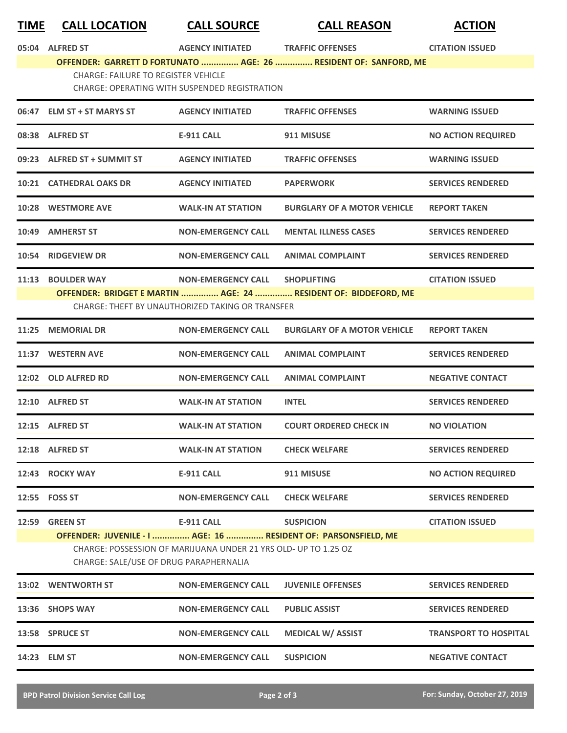| TIME | CALL LOCATION | CALL SOURCE | CALL REASON | ACTION |
|---|---|---|---|---|
| 05:04 | ALFRED ST | AGENCY INITIATED | TRAFFIC OFFENSES | CITATION ISSUED |
| | **OFFENDER: GARRETT D FORTUNATO ............... AGE: 26 ............... RESIDENT OF: SANFORD, ME** | | | |
| | CHARGE: FAILURE TO REGISTER VEHICLE | | | |
| | CHARGE: OPERATING WITH SUSPENDED REGISTRATION | | | |
| 06:47 | ELM ST + ST MARYS ST | AGENCY INITIATED | TRAFFIC OFFENSES | WARNING ISSUED |
| 08:38 | ALFRED ST | E-911 CALL | 911 MISUSE | NO ACTION REQUIRED |
| 09:23 | ALFRED ST + SUMMIT ST | AGENCY INITIATED | TRAFFIC OFFENSES | WARNING ISSUED |
| 10:21 | CATHEDRAL OAKS DR | AGENCY INITIATED | PAPERWORK | SERVICES RENDERED |
| 10:28 | WESTMORE AVE | WALK-IN AT STATION | BURGLARY OF A MOTOR VEHICLE | REPORT TAKEN |
| 10:49 | AMHERST ST | NON-EMERGENCY CALL | MENTAL ILLNESS CASES | SERVICES RENDERED |
| 10:54 | RIDGEVIEW DR | NON-EMERGENCY CALL | ANIMAL COMPLAINT | SERVICES RENDERED |
| 11:13 | BOULDER WAY | NON-EMERGENCY CALL | SHOPLIFTING | CITATION ISSUED |
| | **OFFENDER: BRIDGET E MARTIN ............... AGE: 24 ............... RESIDENT OF: BIDDEFORD, ME** | | | |
| | CHARGE: THEFT BY UNAUTHORIZED TAKING OR TRANSFER | | | |
| 11:25 | MEMORIAL DR | NON-EMERGENCY CALL | BURGLARY OF A MOTOR VEHICLE | REPORT TAKEN |
| 11:37 | WESTERN AVE | NON-EMERGENCY CALL | ANIMAL COMPLAINT | SERVICES RENDERED |
| 12:02 | OLD ALFRED RD | NON-EMERGENCY CALL | ANIMAL COMPLAINT | NEGATIVE CONTACT |
| 12:10 | ALFRED ST | WALK-IN AT STATION | INTEL | SERVICES RENDERED |
| 12:15 | ALFRED ST | WALK-IN AT STATION | COURT ORDERED CHECK IN | NO VIOLATION |
| 12:18 | ALFRED ST | WALK-IN AT STATION | CHECK WELFARE | SERVICES RENDERED |
| 12:43 | ROCKY WAY | E-911 CALL | 911 MISUSE | NO ACTION REQUIRED |
| 12:55 | FOSS ST | NON-EMERGENCY CALL | CHECK WELFARE | SERVICES RENDERED |
| 12:59 | GREEN ST | E-911 CALL | SUSPICION | CITATION ISSUED |
| | **OFFENDER: JUVENILE - I ............... AGE: 16 ............... RESIDENT OF: PARSONSFIELD, ME** | | | |
| | CHARGE: POSSESSION OF MARIJUANA UNDER 21 YRS OLD- UP TO 1.25 OZ | | | |
| | CHARGE: SALE/USE OF DRUG PARAPHERNALIA | | | |
| 13:02 | WENTWORTH ST | NON-EMERGENCY CALL | JUVENILE OFFENSES | SERVICES RENDERED |
| 13:36 | SHOPS WAY | NON-EMERGENCY CALL | PUBLIC ASSIST | SERVICES RENDERED |
| 13:58 | SPRUCE ST | NON-EMERGENCY CALL | MEDICAL W/ ASSIST | TRANSPORT TO HOSPITAL |
| 14:23 | ELM ST | NON-EMERGENCY CALL | SUSPICION | NEGATIVE CONTACT |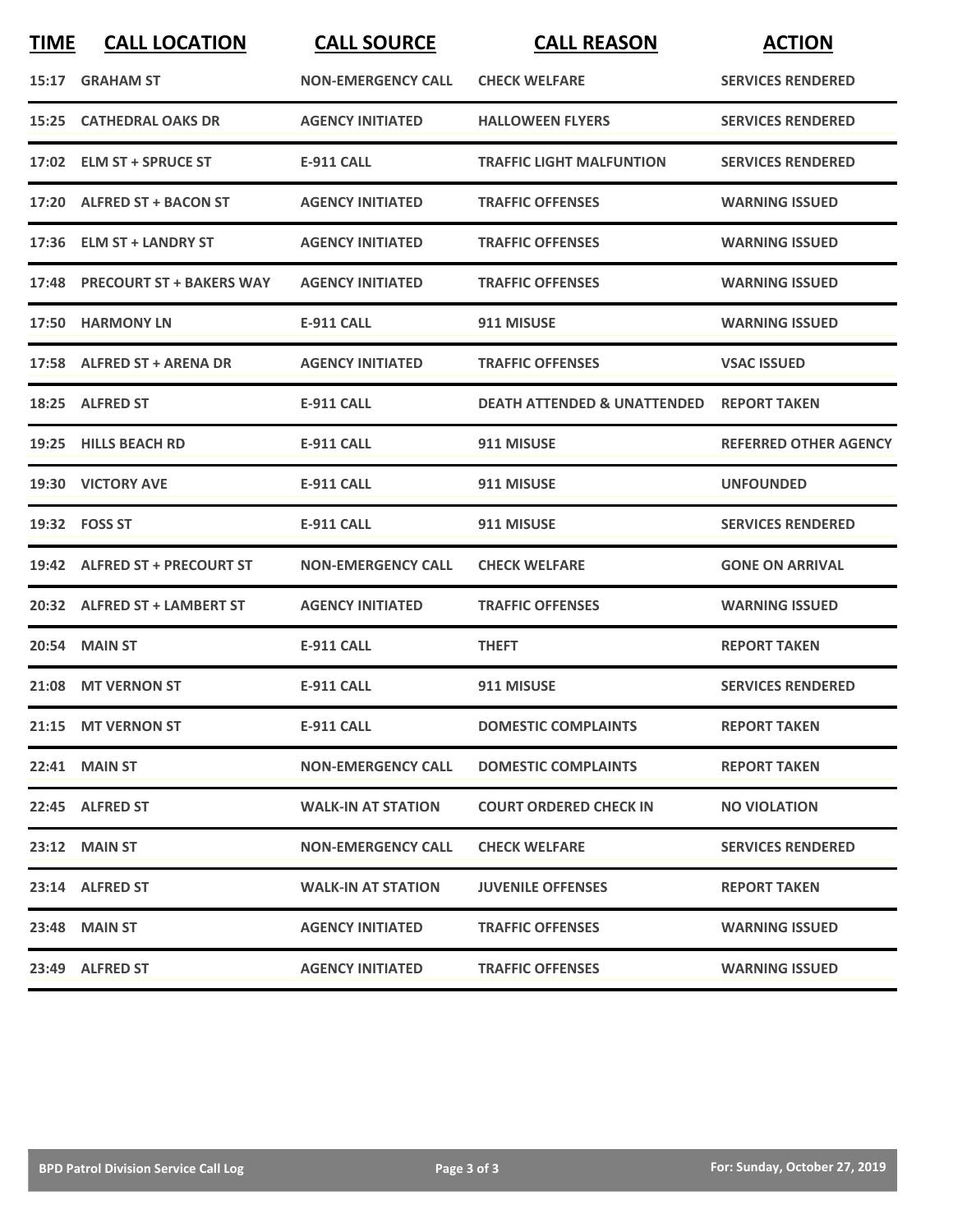| TIME | CALL LOCATION | CALL SOURCE | CALL REASON | ACTION |
|---|---|---|---|---|
| 15:17 | GRAHAM ST | NON-EMERGENCY CALL | CHECK WELFARE | SERVICES RENDERED |
| 15:25 | CATHEDRAL OAKS DR | AGENCY INITIATED | HALLOWEEN FLYERS | SERVICES RENDERED |
| 17:02 | ELM ST + SPRUCE ST | E-911 CALL | TRAFFIC LIGHT MALFUNTION | SERVICES RENDERED |
| 17:20 | ALFRED ST + BACON ST | AGENCY INITIATED | TRAFFIC OFFENSES | WARNING ISSUED |
| 17:36 | ELM ST + LANDRY ST | AGENCY INITIATED | TRAFFIC OFFENSES | WARNING ISSUED |
| 17:48 | PRECOURT ST + BAKERS WAY | AGENCY INITIATED | TRAFFIC OFFENSES | WARNING ISSUED |
| 17:50 | HARMONY LN | E-911 CALL | 911 MISUSE | WARNING ISSUED |
| 17:58 | ALFRED ST + ARENA DR | AGENCY INITIATED | TRAFFIC OFFENSES | VSAC ISSUED |
| 18:25 | ALFRED ST | E-911 CALL | DEATH ATTENDED & UNATTENDED | REPORT TAKEN |
| 19:25 | HILLS BEACH RD | E-911 CALL | 911 MISUSE | REFERRED OTHER AGENCY |
| 19:30 | VICTORY AVE | E-911 CALL | 911 MISUSE | UNFOUNDED |
| 19:32 | FOSS ST | E-911 CALL | 911 MISUSE | SERVICES RENDERED |
| 19:42 | ALFRED ST + PRECOURT ST | NON-EMERGENCY CALL | CHECK WELFARE | GONE ON ARRIVAL |
| 20:32 | ALFRED ST + LAMBERT ST | AGENCY INITIATED | TRAFFIC OFFENSES | WARNING ISSUED |
| 20:54 | MAIN ST | E-911 CALL | THEFT | REPORT TAKEN |
| 21:08 | MT VERNON ST | E-911 CALL | 911 MISUSE | SERVICES RENDERED |
| 21:15 | MT VERNON ST | E-911 CALL | DOMESTIC COMPLAINTS | REPORT TAKEN |
| 22:41 | MAIN ST | NON-EMERGENCY CALL | DOMESTIC COMPLAINTS | REPORT TAKEN |
| 22:45 | ALFRED ST | WALK-IN AT STATION | COURT ORDERED CHECK IN | NO VIOLATION |
| 23:12 | MAIN ST | NON-EMERGENCY CALL | CHECK WELFARE | SERVICES RENDERED |
| 23:14 | ALFRED ST | WALK-IN AT STATION | JUVENILE OFFENSES | REPORT TAKEN |
| 23:48 | MAIN ST | AGENCY INITIATED | TRAFFIC OFFENSES | WARNING ISSUED |
| 23:49 | ALFRED ST | AGENCY INITIATED | TRAFFIC OFFENSES | WARNING ISSUED |